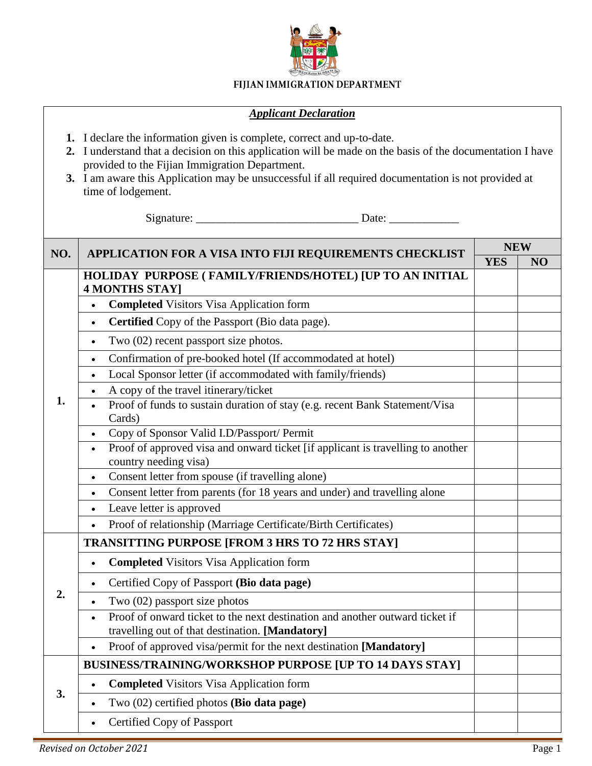FIJIAN IMMIGRATION DEPARTMENT

***Applicant Declaration***

1. I declare the information given is complete, correct and up-to-date.
2. I understand that a decision on this application will be made on the basis of the documentation I have provided to the Fijian Immigration Department.
3. I am aware this Application may be unsuccessful if all required documentation is not provided at time of lodgement.

Signature: ___________________________ Date: ____________

| NO. | APPLICATION FOR A VISA INTO FIJI REQUIREMENTS CHECKLIST | NEW | |
|---|---|---|---|
| | | YES | NO |
| 1. | **HOLIDAY PURPOSE ( FAMILY/FRIENDS/HOTEL) [UP TO AN INITIAL 4 MONTHS STAY]** | | |
| | • **Completed** Visitors Visa Application form | | |
| | • **Certified** Copy of the Passport (Bio data page). | | |
| | • Two (02) recent passport size photos. | | |
| | • Confirmation of pre-booked hotel (If accommodated at hotel) | | |
| | • Local Sponsor letter (if accommodated with family/friends) | | |
| | • A copy of the travel itinerary/ticket | | |
| | • Proof of funds to sustain duration of stay (e.g. recent Bank Statement/Visa Cards) | | |
| | • Copy of Sponsor Valid I.D/Passport/ Permit | | |
| | • Proof of approved visa and onward ticket [if applicant is travelling to another country needing visa) | | |
| | • Consent letter from spouse (if travelling alone) | | |
| | • Consent letter from parents (for 18 years and under) and travelling alone | | |
| | • Leave letter is approved | | |
| | • Proof of relationship (Marriage Certificate/Birth Certificates) | | |
| 2. | **TRANSITTING PURPOSE [FROM 3 HRS TO 72 HRS STAY]** | | |
| | • **Completed** Visitors Visa Application form | | |
| | • Certified Copy of Passport **(Bio data page)** | | |
| | • Two (02) passport size photos | | |
| | • Proof of onward ticket to the next destination and another outward ticket if travelling out of that destination. **[Mandatory]** | | |
| | • Proof of approved visa/permit for the next destination **[Mandatory]** | | |
| 3. | **BUSINESS/TRAINING/WORKSHOP PURPOSE [UP TO 14 DAYS STAY]** | | |
| | • **Completed** Visitors Visa Application form | | |
| | • Two (02) certified photos **(Bio data page)** | | |
| | • Certified Copy of Passport | | |

*Revised on October 2021*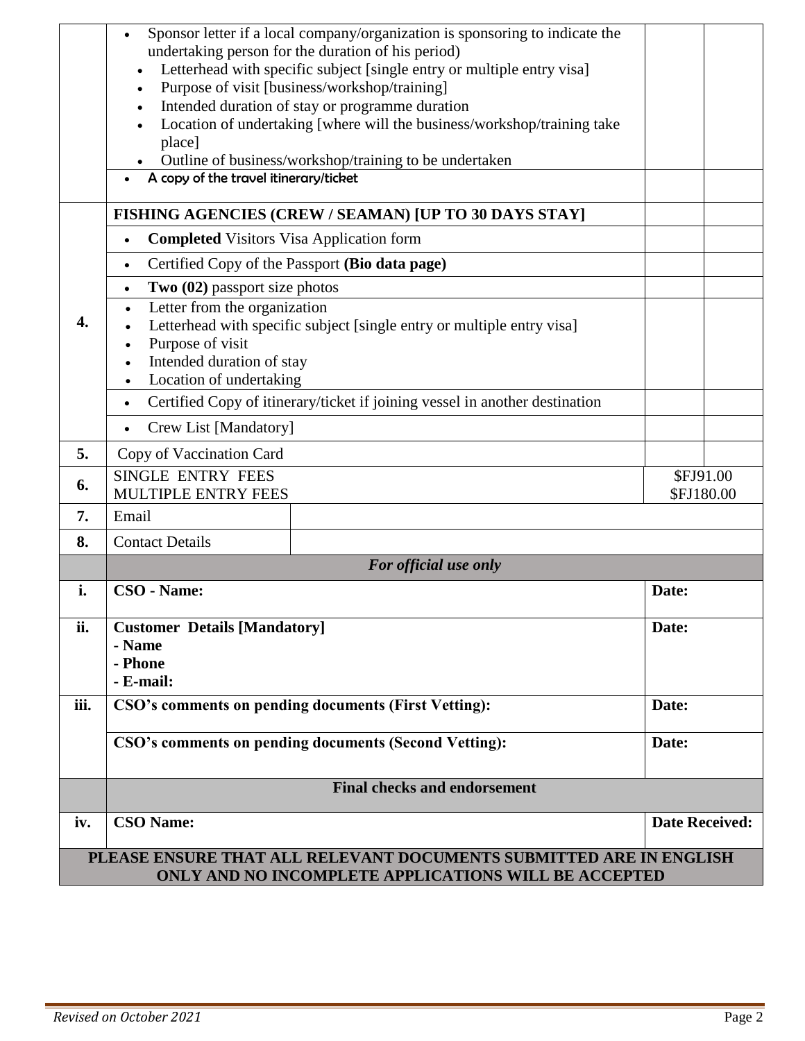| | | | |
|---|---|---|---|
| | • Sponsor letter if a local company/organization is sponsoring to indicate the undertaking person for the duration of his period)<br>• Letterhead with specific subject [single entry or multiple entry visa]<br>• Purpose of visit [business/workshop/training]<br>• Intended duration of stay or programme duration<br>• Location of undertaking [where will the business/workshop/training take place]<br>• Outline of business/workshop/training to be undertaken | | |
| | • A copy of the travel itinerary/ticket | | |
| 4. | **FISHING AGENCIES (CREW / SEAMAN) [UP TO 30 DAYS STAY]** | | |
| | • **Completed** Visitors Visa Application form | | |
| | • Certified Copy of the Passport **(Bio data page)** | | |
| | • **Two (02)** passport size photos | | |
| | • Letter from the organization<br>• Letterhead with specific subject [single entry or multiple entry visa]<br>• Purpose of visit<br>• Intended duration of stay<br>• Location of undertaking | | |
| | • Certified Copy of itinerary/ticket if joining vessel in another destination | | |
| | • Crew List [Mandatory] | | |
| 5. | Copy of Vaccination Card | | |
| 6. | SINGLE ENTRY FEES<br>MULTIPLE ENTRY FEES | $FJ91.00<br>$FJ180.00 | |
| 7. | Email | | |
| 8. | Contact Details | | |
| | ***For official use only*** | | |
| i. | **CSO - Name:** | **Date:** | |
| ii. | **Customer Details [Mandatory]**<br>**- Name**<br>**- Phone**<br>**- E-mail:** | **Date:** | |
| iii. | **CSO's comments on pending documents (First Vetting):** | **Date:** | |
| | **CSO's comments on pending documents (Second Vetting):** | **Date:** | |
| | **Final checks and endorsement** | | |
| iv. | **CSO Name:** | **Date Received:** | |

**PLEASE ENSURE THAT ALL RELEVANT DOCUMENTS SUBMITTED ARE IN ENGLISH ONLY AND NO INCOMPLETE APPLICATIONS WILL BE ACCEPTED**

*Revised on October 2021*